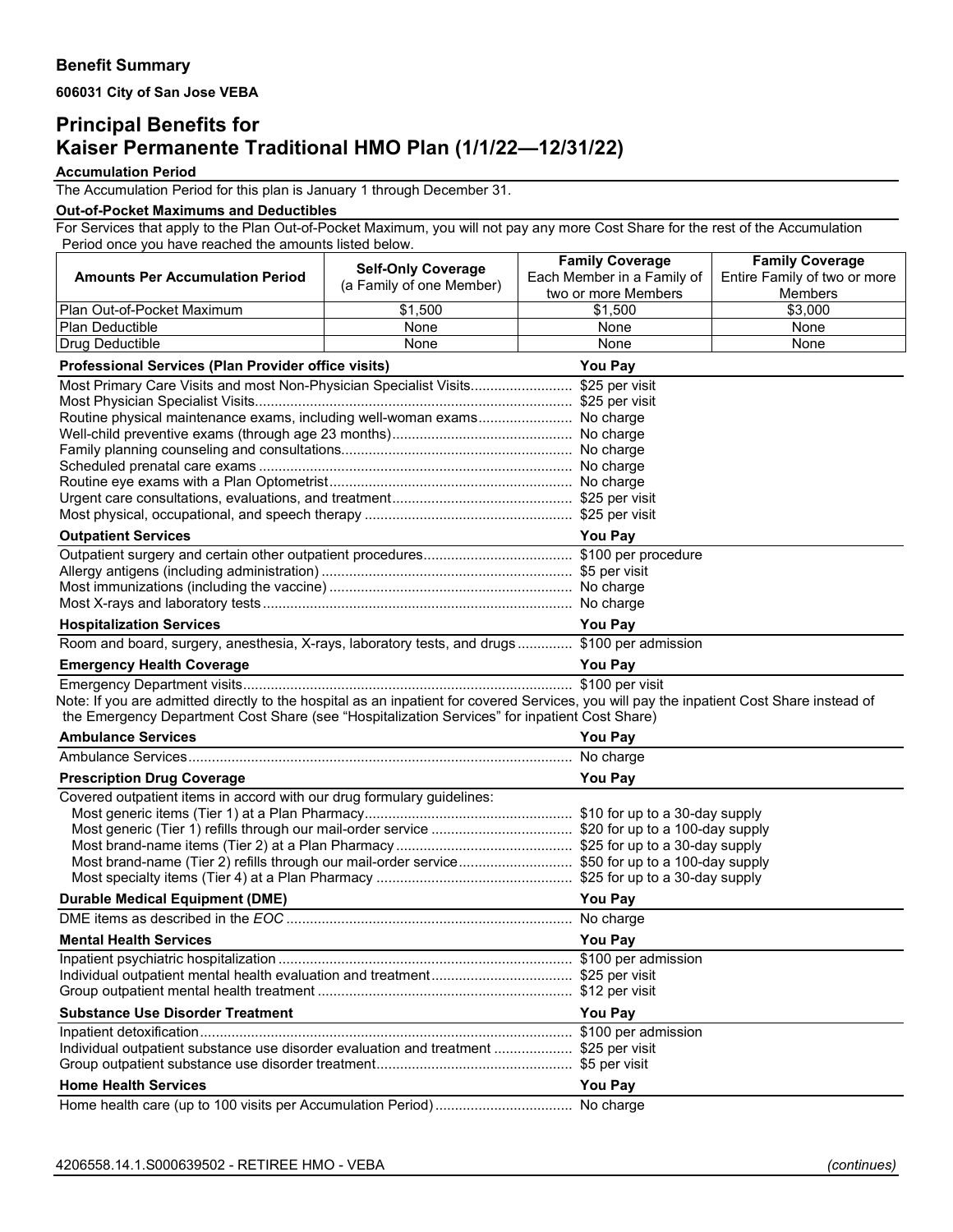**Benefit Summary**

**606031 City of San Jose VEBA**

# Principal Benefits for Kaiser Permanente Traditional HMO Plan (1/1/22—12/31/22)

### Accumulation Period

The Accumulation Period for this plan is January 1 through December 31.

### Out-of-Pocket Maximums and Deductibles

For Services that apply to the Plan Out-of-Pocket Maximum, you will not pay any more Cost Share for the rest of the Accumulation Period once you have reached the amounts listed below.

| Amounts Per Accumulation Period | Self-Only Coverage (a Family of one Member) | Family Coverage Each Member in a Family of two or more Members | Family Coverage Entire Family of two or more Members |
|---|---|---|---|
| Plan Out-of-Pocket Maximum | $1,500 | $1,500 | $3,000 |
| Plan Deductible | None | None | None |
| Drug Deductible | None | None | None |

| Professional Services (Plan Provider office visits) | You Pay |
|---|---|
| Most Primary Care Visits and most Non-Physician Specialist Visits | $25 per visit |
| Most Physician Specialist Visits | $25 per visit |
| Routine physical maintenance exams, including well-woman exams | No charge |
| Well-child preventive exams (through age 23 months) | No charge |
| Family planning counseling and consultations | No charge |
| Scheduled prenatal care exams | No charge |
| Routine eye exams with a Plan Optometrist | No charge |
| Urgent care consultations, evaluations, and treatment | $25 per visit |
| Most physical, occupational, and speech therapy | $25 per visit |

| Outpatient Services | You Pay |
|---|---|
| Outpatient surgery and certain other outpatient procedures | $100 per procedure |
| Allergy antigens (including administration) | $5 per visit |
| Most immunizations (including the vaccine) | No charge |
| Most X-rays and laboratory tests | No charge |

| Hospitalization Services | You Pay |
|---|---|
| Room and board, surgery, anesthesia, X-rays, laboratory tests, and drugs | $100 per admission |

| Emergency Health Coverage | You Pay |
|---|---|
| Emergency Department visits | $100 per visit |

Note: If you are admitted directly to the hospital as an inpatient for covered Services, you will pay the inpatient Cost Share instead of the Emergency Department Cost Share (see "Hospitalization Services" for inpatient Cost Share)

| Ambulance Services | You Pay |
|---|---|
| Ambulance Services | No charge |

| Prescription Drug Coverage | You Pay |
|---|---|
| Covered outpatient items in accord with our drug formulary guidelines: | |
| Most generic items (Tier 1) at a Plan Pharmacy | $10 for up to a 30-day supply |
| Most generic (Tier 1) refills through our mail-order service | $20 for up to a 100-day supply |
| Most brand-name items (Tier 2) at a Plan Pharmacy | $25 for up to a 30-day supply |
| Most brand-name (Tier 2) refills through our mail-order service | $50 for up to a 100-day supply |
| Most specialty items (Tier 4) at a Plan Pharmacy | $25 for up to a 30-day supply |

| Durable Medical Equipment (DME) | You Pay |
|---|---|
| DME items as described in the *EOC* | No charge |

| Mental Health Services | You Pay |
|---|---|
| Inpatient psychiatric hospitalization | $100 per admission |
| Individual outpatient mental health evaluation and treatment | $25 per visit |
| Group outpatient mental health treatment | $12 per visit |

| Substance Use Disorder Treatment | You Pay |
|---|---|
| Inpatient detoxification | $100 per admission |
| Individual outpatient substance use disorder evaluation and treatment | $25 per visit |
| Group outpatient substance use disorder treatment | $5 per visit |

| Home Health Services | You Pay |
|---|---|
| Home health care (up to 100 visits per Accumulation Period) | No charge |

*(continues)*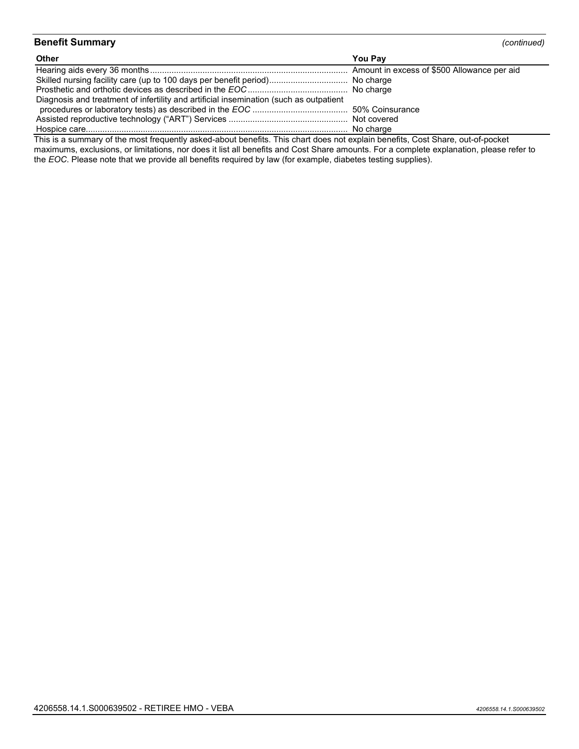## Benefit Summary *(continued)*

| Other | You Pay |
|---|---|
| Hearing aids every 36 months | Amount in excess of $500 Allowance per aid |
| Skilled nursing facility care (up to 100 days per benefit period) | No charge |
| Prosthetic and orthotic devices as described in the *EOC* | No charge |
| Diagnosis and treatment of infertility and artificial insemination (such as outpatient procedures or laboratory tests) as described in the *EOC* | 50% Coinsurance |
| Assisted reproductive technology ("ART") Services | Not covered |
| Hospice care | No charge |

This is a summary of the most frequently asked-about benefits. This chart does not explain benefits, Cost Share, out-of-pocket maximums, exclusions, or limitations, nor does it list all benefits and Cost Share amounts. For a complete explanation, please refer to the *EOC*. Please note that we provide all benefits required by law (for example, diabetes testing supplies).